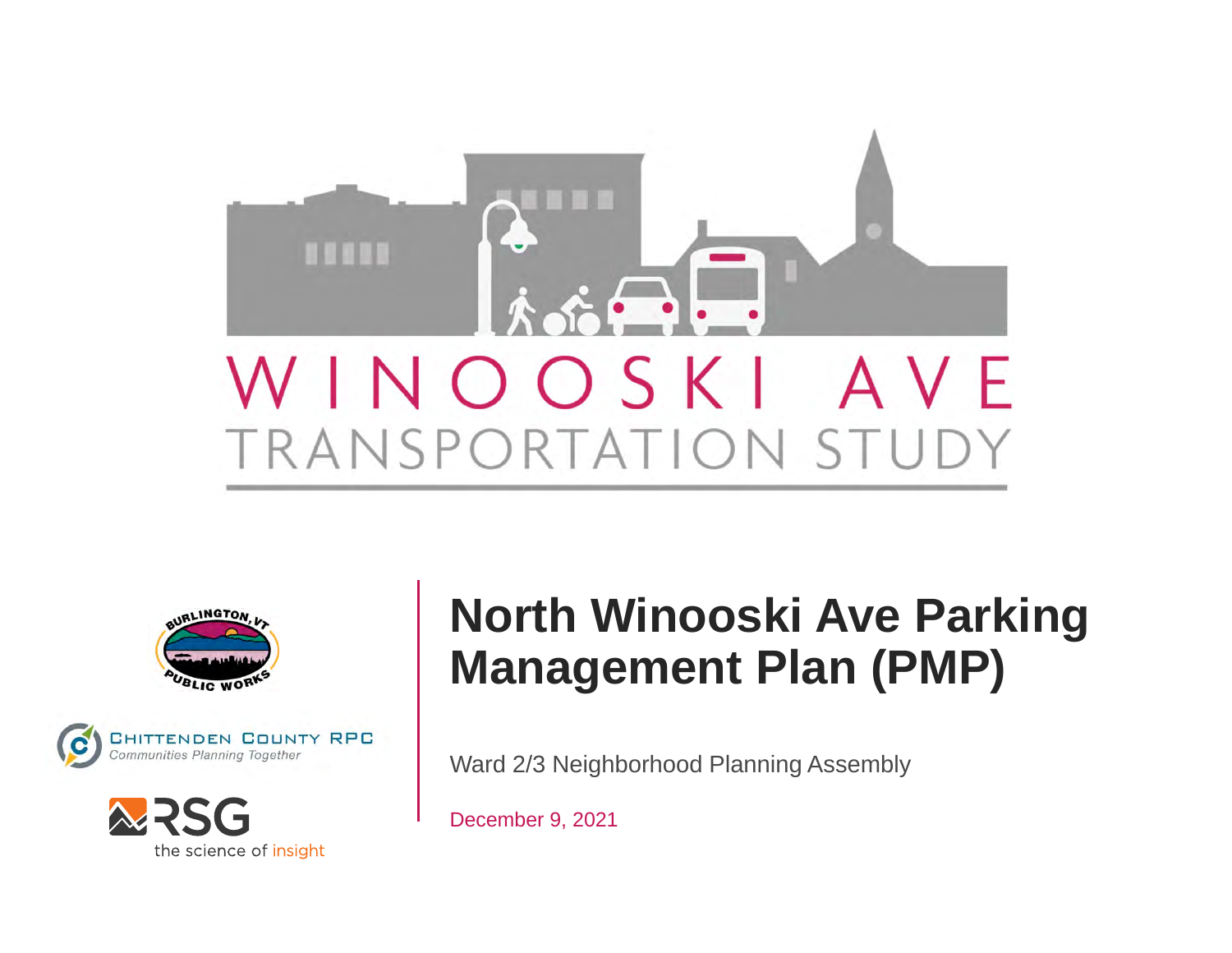WINOOSKI AVE

TRANSPORTATION STUDY

BURLINGTON, VT PUBLIC WORKS

CHITTENDEN COUNTY RPC
*Communities Planning Together*

RSG
the science of insight

# North Winooski Ave Parking Management Plan (PMP)

Ward 2/3 Neighborhood Planning Assembly

December 9, 2021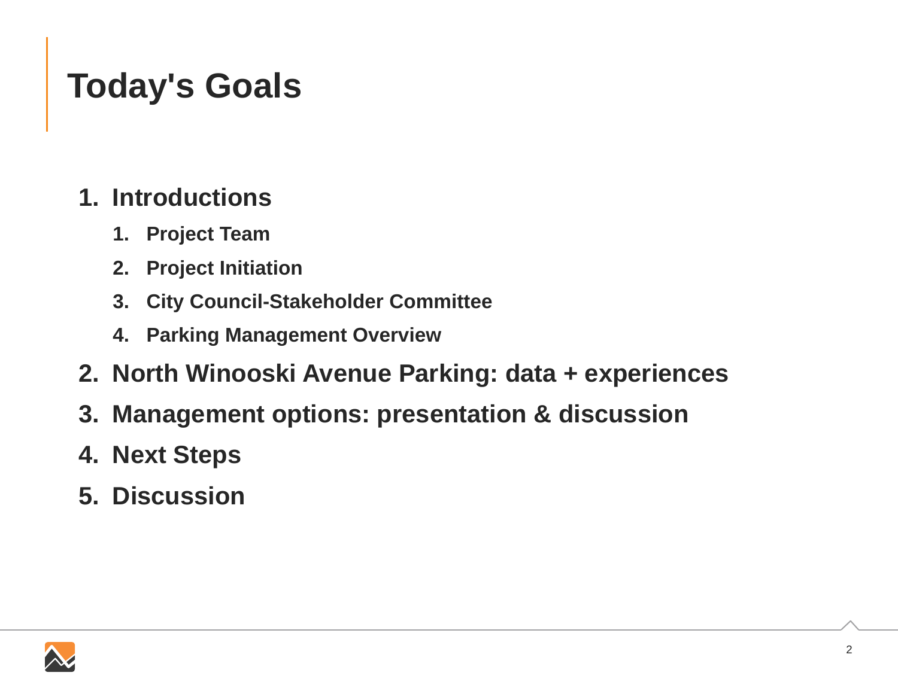# Today's Goals

1. Introductions
    1. Project Team
    2. Project Initiation
    3. City Council-Stakeholder Committee
    4. Parking Management Overview
2. North Winooski Avenue Parking: data + experiences
3. Management options: presentation & discussion
4. Next Steps
5. Discussion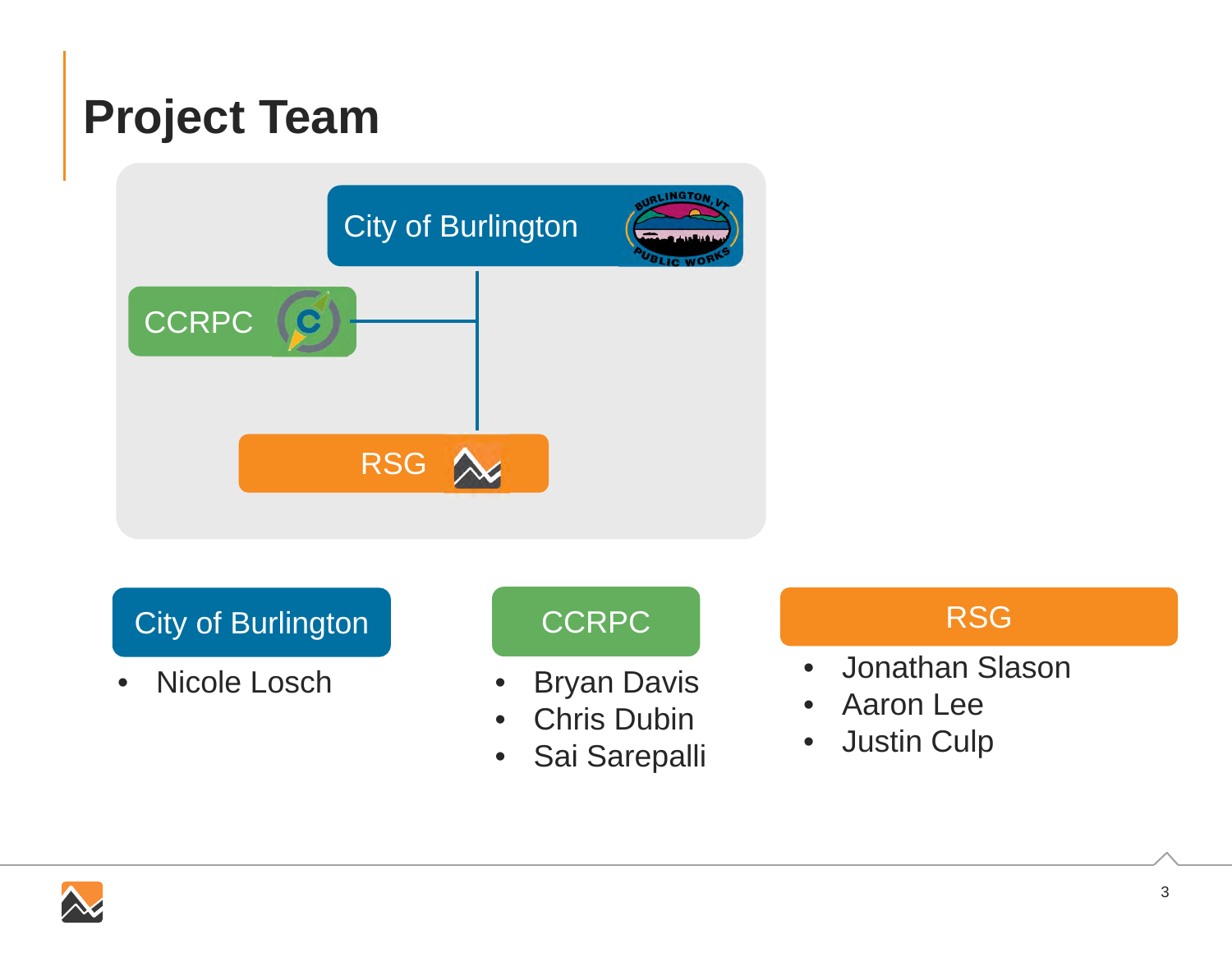# Project Team

City of Burlington

CCRPC

RSG

**City of Burlington**

- Nicole Losch

**CCRPC**

- Bryan Davis
- Chris Dubin
- Sai Sarepalli

**RSG**

- Jonathan Slason
- Aaron Lee
- Justin Culp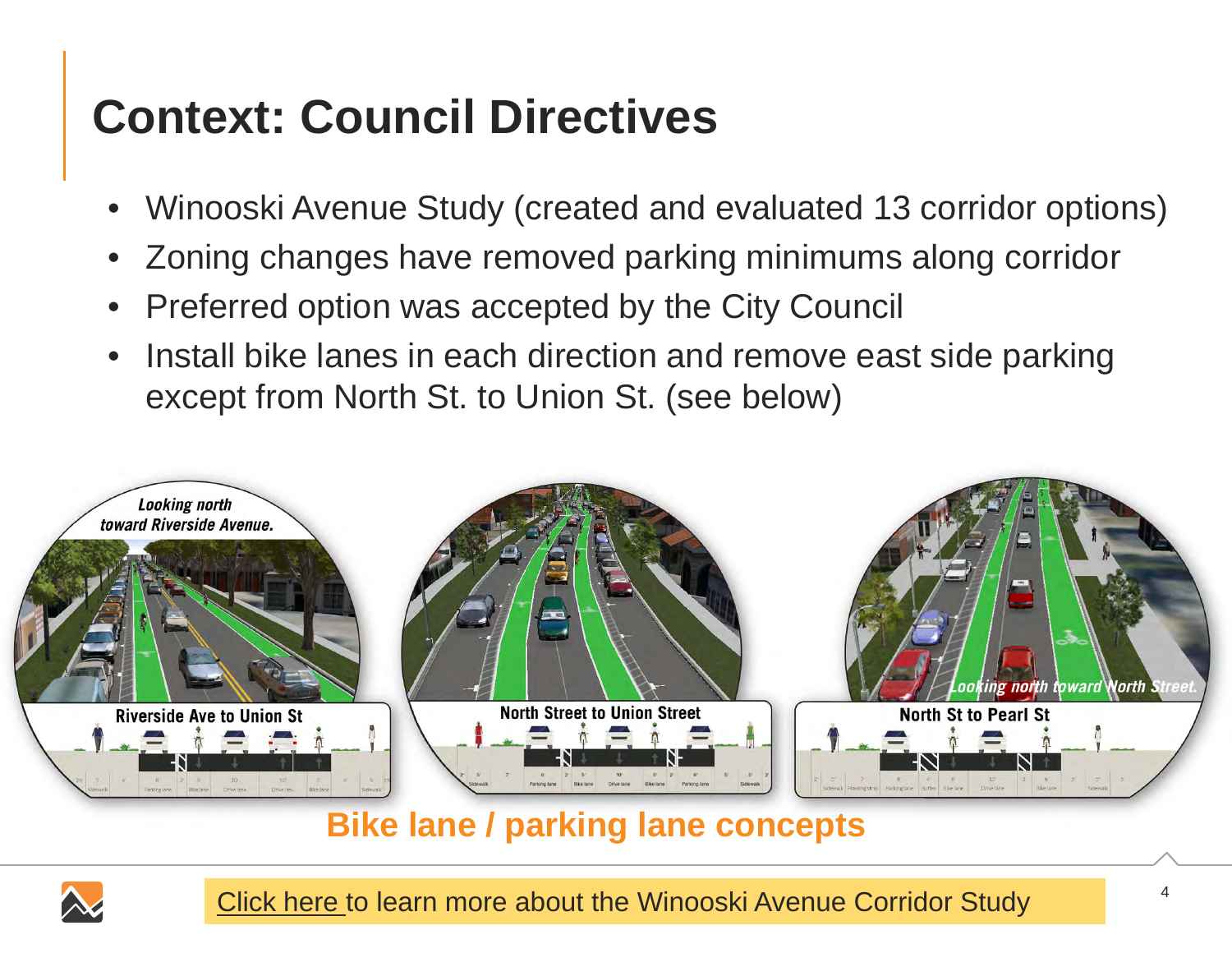# Context: Council Directives

- Winooski Avenue Study (created and evaluated 13 corridor options)
- Zoning changes have removed parking minimums along corridor
- Preferred option was accepted by the City Council
- Install bike lanes in each direction and remove east side parking except from North St. to Union St. (see below)

Looking north toward Riverside Avenue.

Riverside Ave to Union St

North Street to Union Street

Looking north toward North Street.

North St to Pearl St

**Bike lane / parking lane concepts**

Click here to learn more about the Winooski Avenue Corridor Study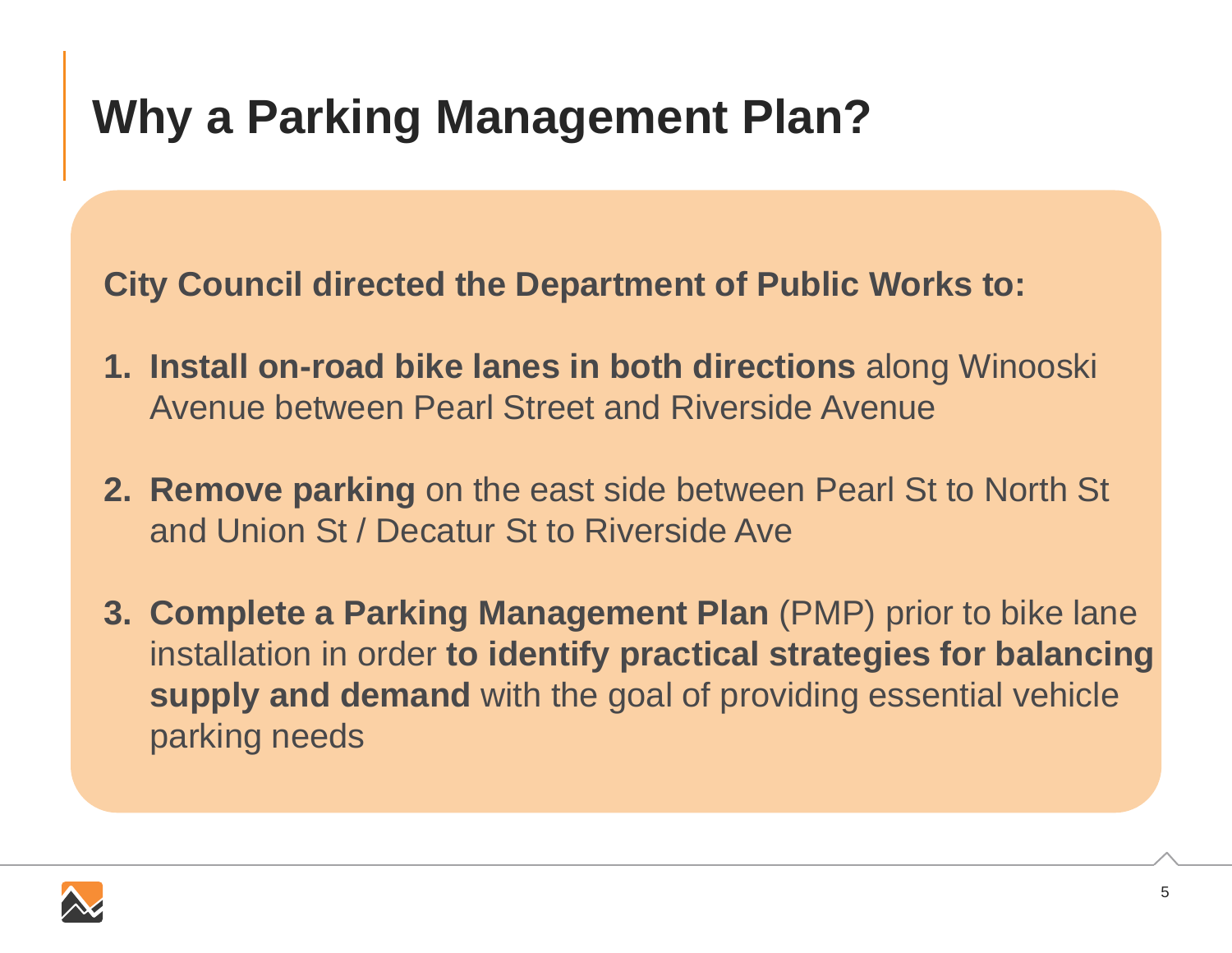# Why a Parking Management Plan?

**City Council directed the Department of Public Works to:**

1. **Install on-road bike lanes in both directions** along Winooski Avenue between Pearl Street and Riverside Avenue

2. **Remove parking** on the east side between Pearl St to North St and Union St / Decatur St to Riverside Ave

3. **Complete a Parking Management Plan** (PMP) prior to bike lane installation in order **to identify practical strategies for balancing supply and demand** with the goal of providing essential vehicle parking needs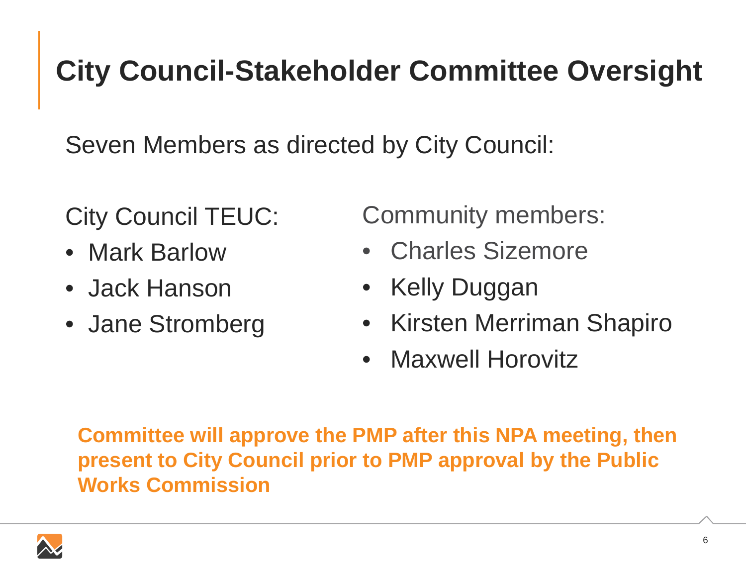# City Council-Stakeholder Committee Oversight

Seven Members as directed by City Council:

City Council TEUC:

- Mark Barlow
- Jack Hanson
- Jane Stromberg

Community members:

- Charles Sizemore
- Kelly Duggan
- Kirsten Merriman Shapiro
- Maxwell Horovitz

**Committee will approve the PMP after this NPA meeting, then present to City Council prior to PMP approval by the Public Works Commission**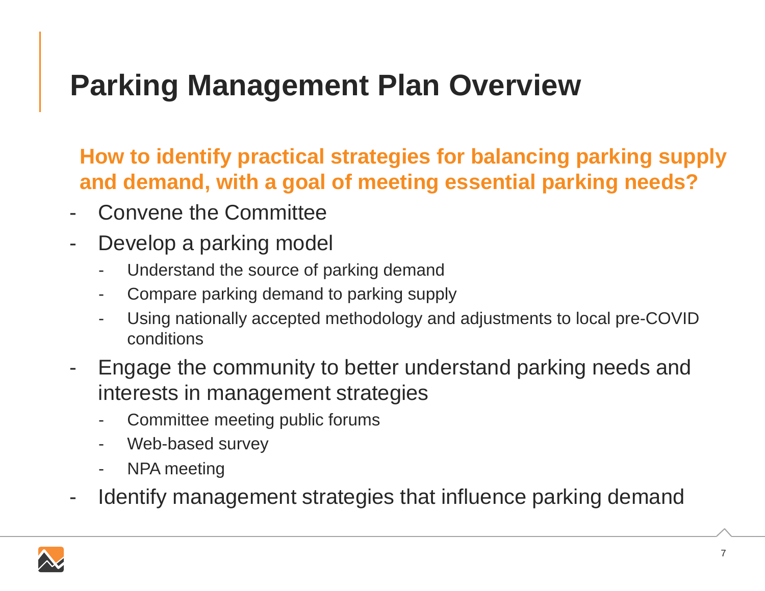# Parking Management Plan Overview

**How to identify practical strategies for balancing parking supply and demand, with a goal of meeting essential parking needs?**

- Convene the Committee
- Develop a parking model
  - Understand the source of parking demand
  - Compare parking demand to parking supply
  - Using nationally accepted methodology and adjustments to local pre-COVID conditions
- Engage the community to better understand parking needs and interests in management strategies
  - Committee meeting public forums
  - Web-based survey
  - NPA meeting
- Identify management strategies that influence parking demand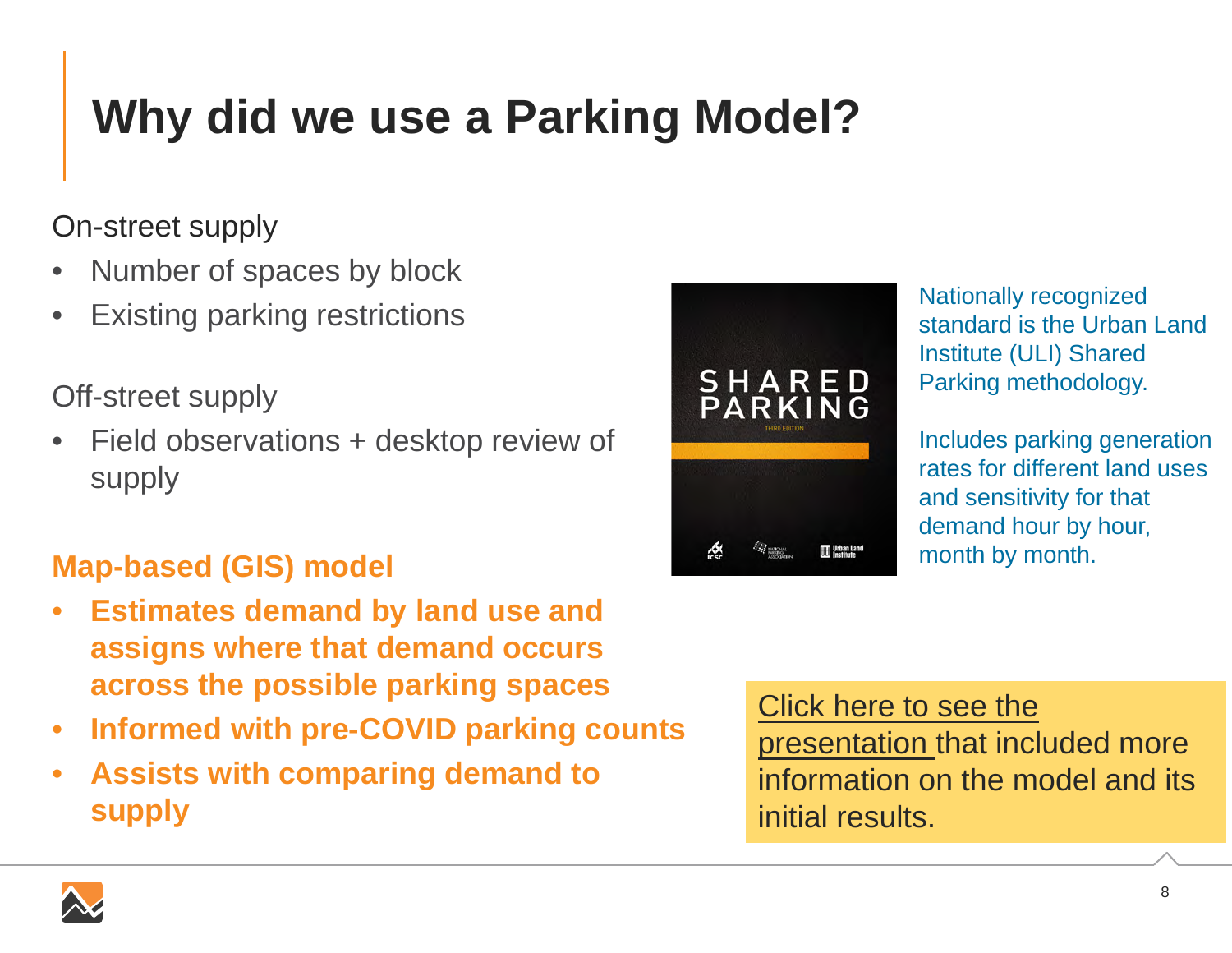# Why did we use a Parking Model?

On-street supply

- Number of spaces by block
- Existing parking restrictions

Off-street supply

- Field observations + desktop review of supply

**Map-based (GIS) model**

- **Estimates demand by land use and assigns where that demand occurs across the possible parking spaces**
- **Informed with pre-COVID parking counts**
- **Assists with comparing demand to supply**

Nationally recognized standard is the Urban Land Institute (ULI) Shared Parking methodology.

Includes parking generation rates for different land uses and sensitivity for that demand hour by hour, month by month.

Click here to see the presentation that included more information on the model and its initial results.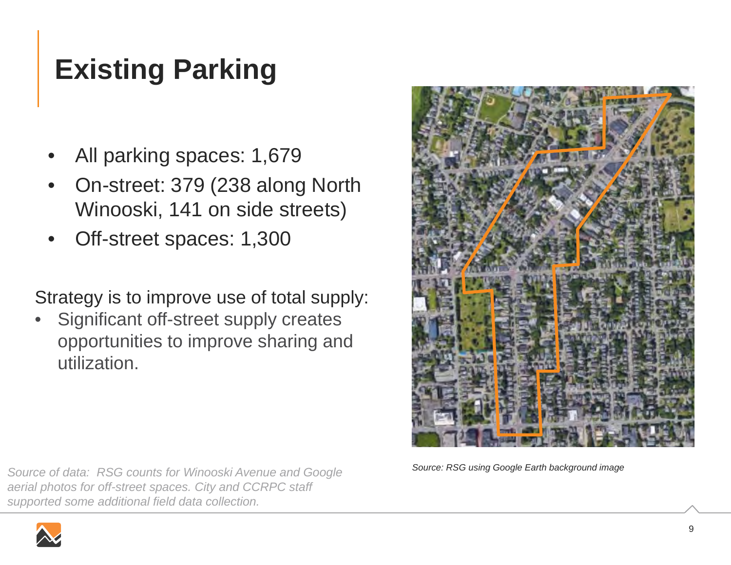# Existing Parking

- All parking spaces: 1,679
- On-street: 379 (238 along North Winooski, 141 on side streets)
- Off-street spaces: 1,300

Strategy is to improve use of total supply:

- Significant off-street supply creates opportunities to improve sharing and utilization.

*Source: RSG using Google Earth background image*

*Source of data: RSG counts for Winooski Avenue and Google aerial photos for off-street spaces. City and CCRPC staff supported some additional field data collection.*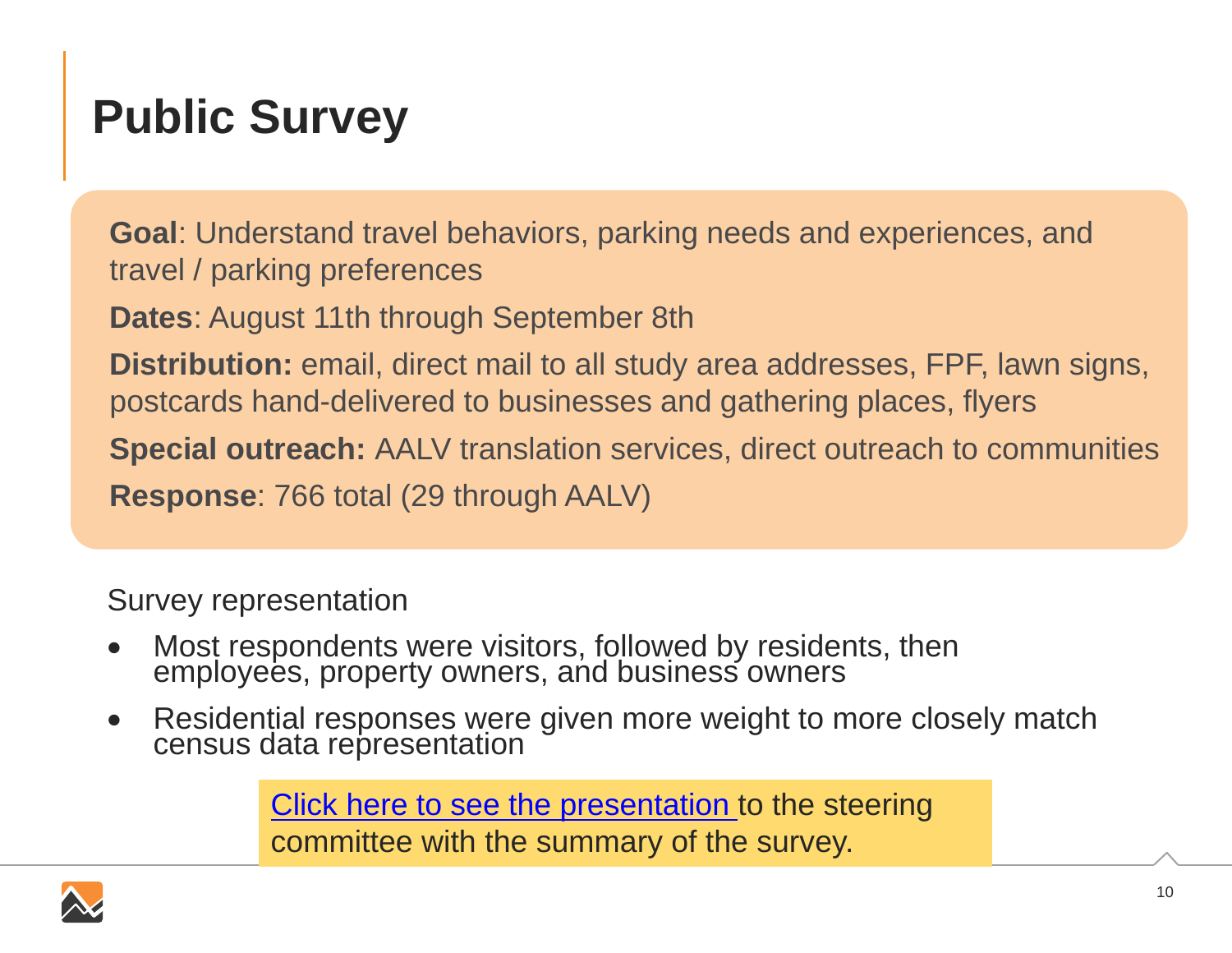# Public Survey

**Goal**: Understand travel behaviors, parking needs and experiences, and travel / parking preferences

**Dates**: August 11th through September 8th

**Distribution:** email, direct mail to all study area addresses, FPF, lawn signs, postcards hand-delivered to businesses and gathering places, flyers

**Special outreach:** AALV translation services, direct outreach to communities

**Response**: 766 total (29 through AALV)

Survey representation

- Most respondents were visitors, followed by residents, then employees, property owners, and business owners
- Residential responses were given more weight to more closely match census data representation

Click here to see the presentation to the steering committee with the summary of the survey.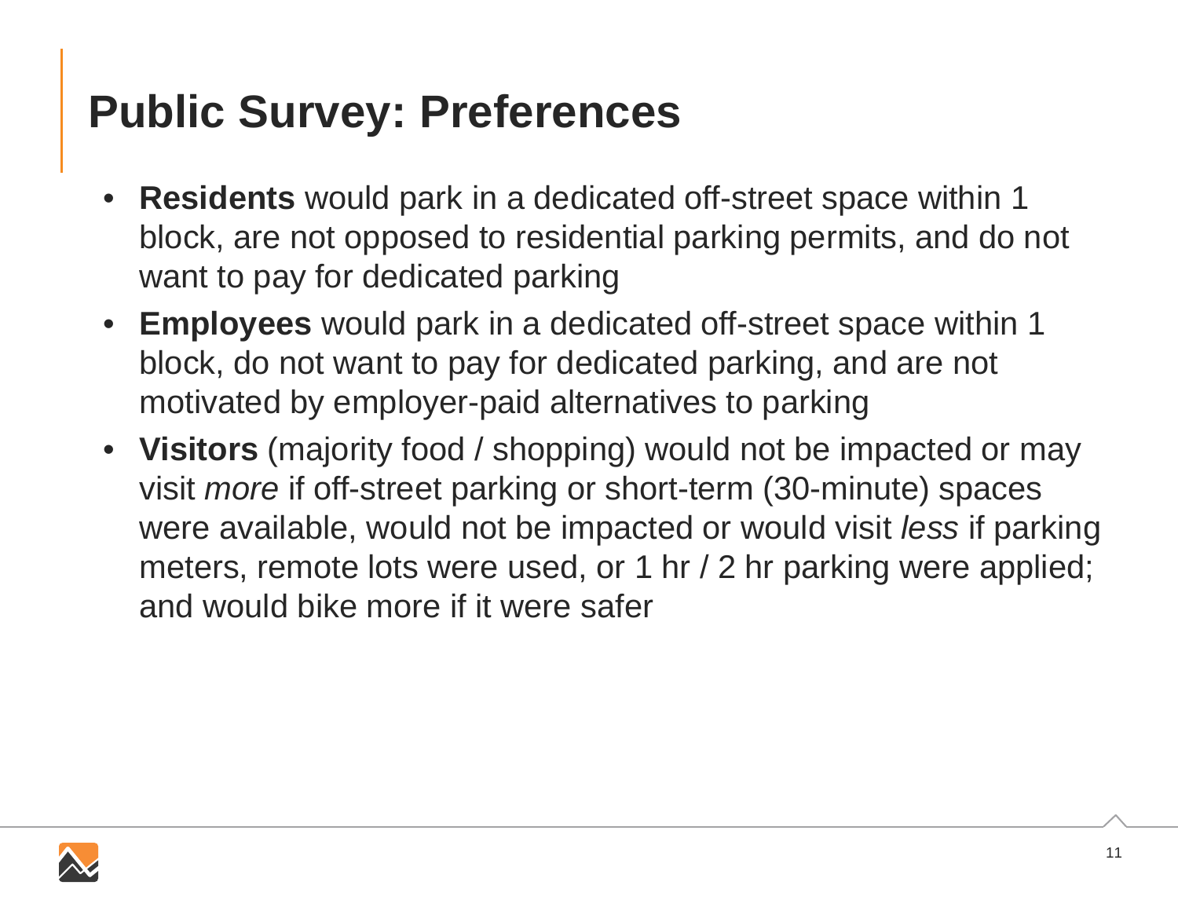# Public Survey: Preferences

- **Residents** would park in a dedicated off-street space within 1 block, are not opposed to residential parking permits, and do not want to pay for dedicated parking
- **Employees** would park in a dedicated off-street space within 1 block, do not want to pay for dedicated parking, and are not motivated by employer-paid alternatives to parking
- **Visitors** (majority food / shopping) would not be impacted or may visit *more* if off-street parking or short-term (30-minute) spaces were available, would not be impacted or would visit *less* if parking meters, remote lots were used, or 1 hr / 2 hr parking were applied; and would bike more if it were safer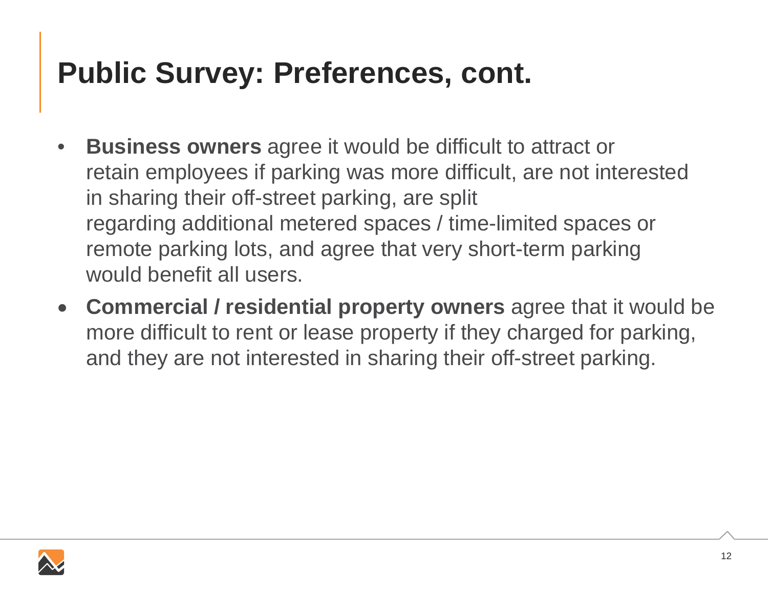# Public Survey: Preferences, cont.

- **Business owners** agree it would be difficult to attract or retain employees if parking was more difficult, are not interested in sharing their off-street parking, are split regarding additional metered spaces / time-limited spaces or remote parking lots, and agree that very short-term parking would benefit all users.
- **Commercial / residential property owners** agree that it would be more difficult to rent or lease property if they charged for parking, and they are not interested in sharing their off-street parking.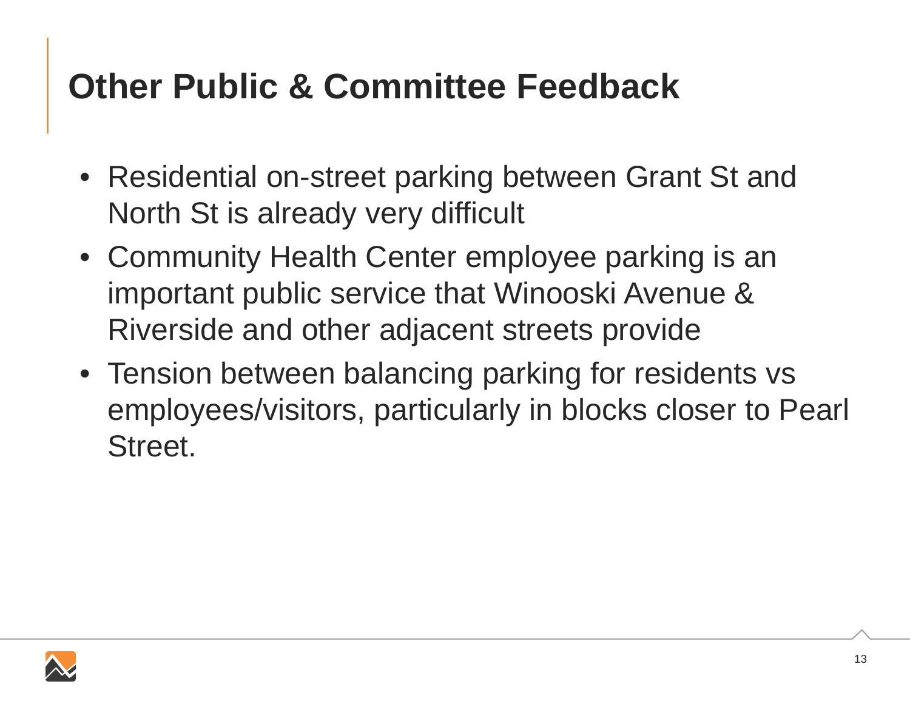# Other Public & Committee Feedback

- Residential on-street parking between Grant St and North St is already very difficult
- Community Health Center employee parking is an important public service that Winooski Avenue & Riverside and other adjacent streets provide
- Tension between balancing parking for residents vs employees/visitors, particularly in blocks closer to Pearl Street.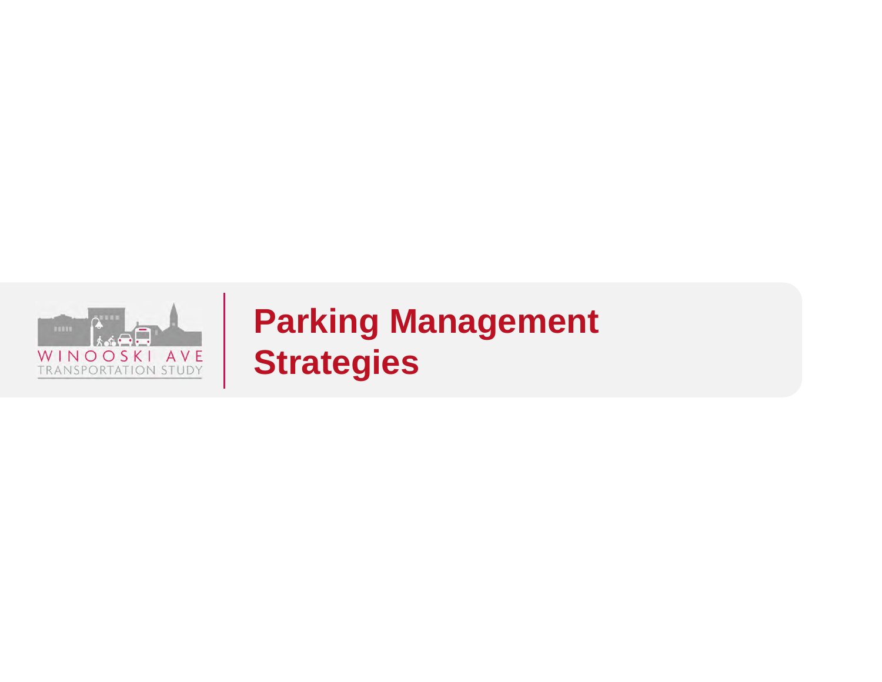# Parking Management Strategies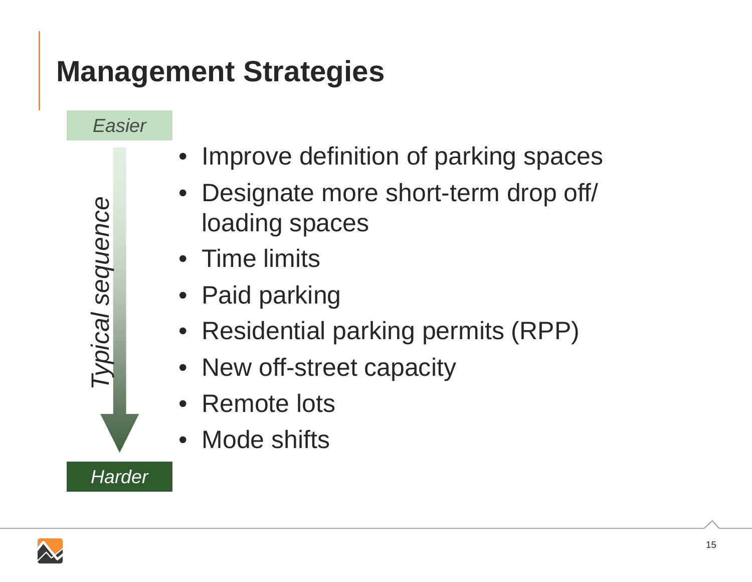# Management Strategies

*Easier*

*Typical sequence*

*Harder*

- Improve definition of parking spaces
- Designate more short-term drop off/ loading spaces
- Time limits
- Paid parking
- Residential parking permits (RPP)
- New off-street capacity
- Remote lots
- Mode shifts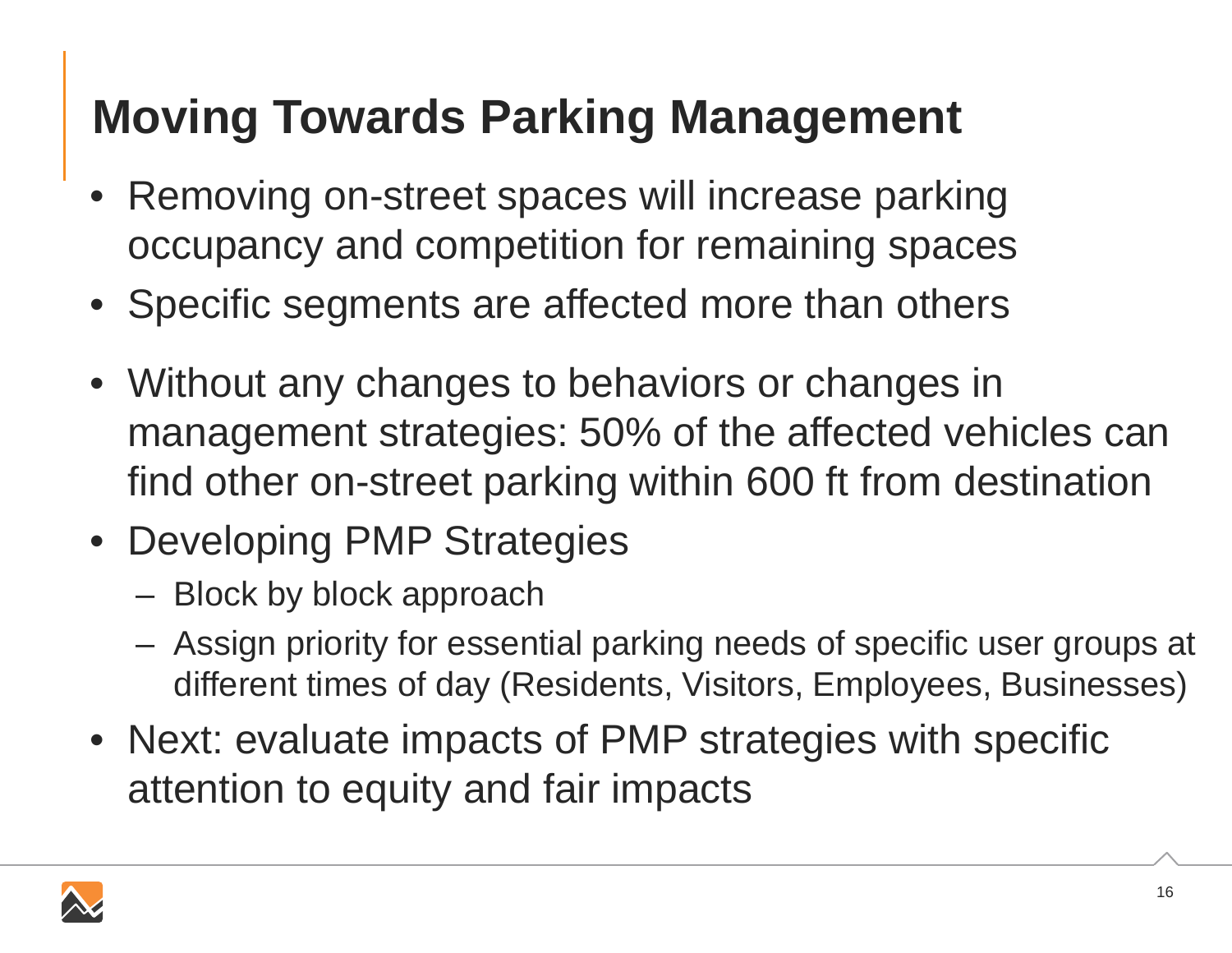# Moving Towards Parking Management

- Removing on-street spaces will increase parking occupancy and competition for remaining spaces
- Specific segments are affected more than others
- Without any changes to behaviors or changes in management strategies: 50% of the affected vehicles can find other on-street parking within 600 ft from destination
- Developing PMP Strategies
  - Block by block approach
  - Assign priority for essential parking needs of specific user groups at different times of day (Residents, Visitors, Employees, Businesses)
- Next: evaluate impacts of PMP strategies with specific attention to equity and fair impacts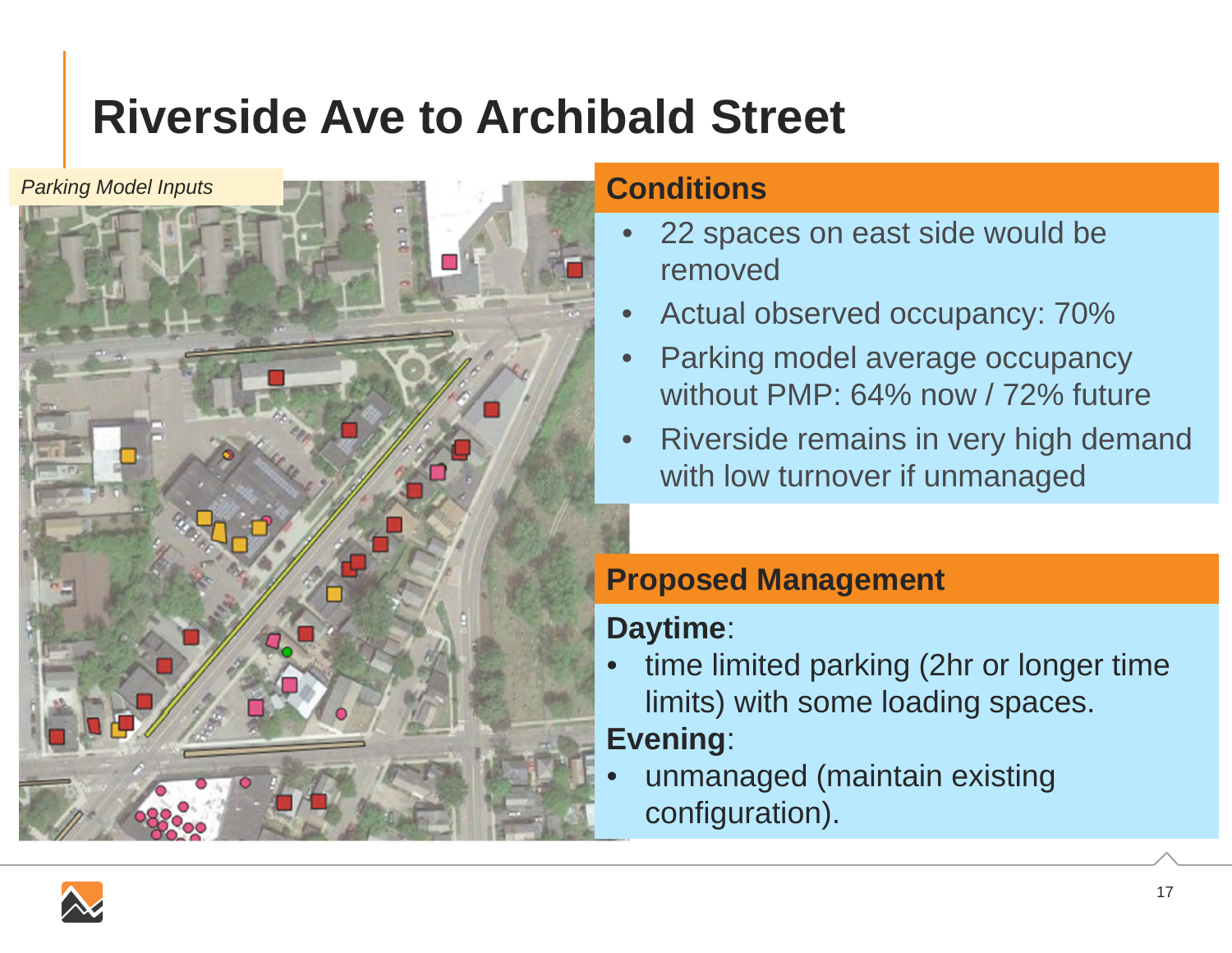# Riverside Ave to Archibald Street

*Parking Model Inputs*

## Conditions

- 22 spaces on east side would be removed
- Actual observed occupancy: 70%
- Parking model average occupancy without PMP: 64% now / 72% future
- Riverside remains in very high demand with low turnover if unmanaged

## Proposed Management

**Daytime**:

- time limited parking (2hr or longer time limits) with some loading spaces.

**Evening**:

- unmanaged (maintain existing configuration).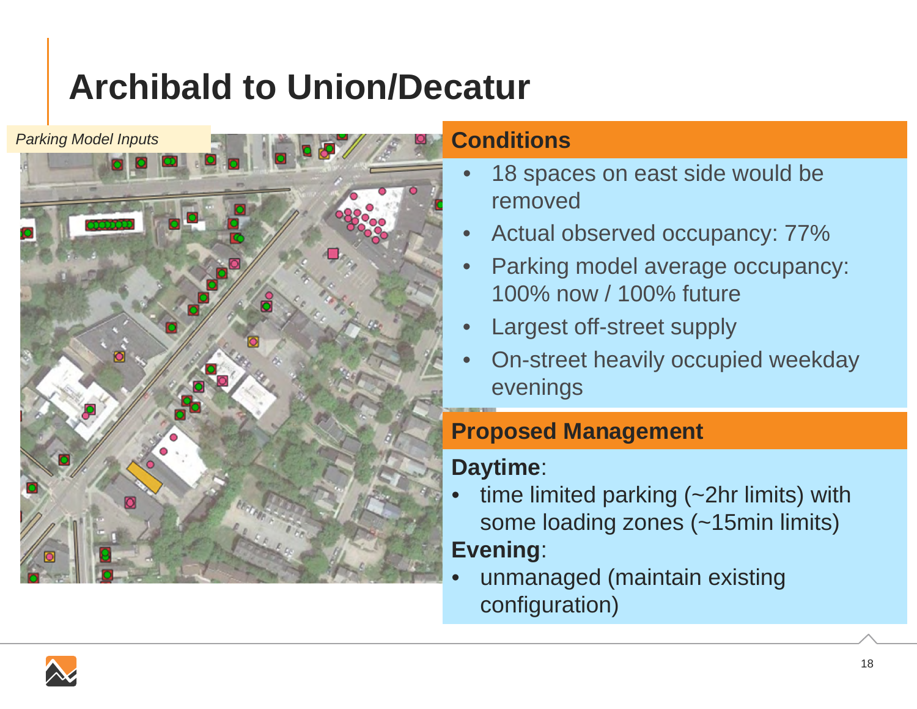# Archibald to Union/Decatur

*Parking Model Inputs*

## Conditions

- 18 spaces on east side would be removed
- Actual observed occupancy: 77%
- Parking model average occupancy: 100% now / 100% future
- Largest off-street supply
- On-street heavily occupied weekday evenings

## Proposed Management

**Daytime**:

- time limited parking (~2hr limits) with some loading zones (~15min limits)

**Evening**:

- unmanaged (maintain existing configuration)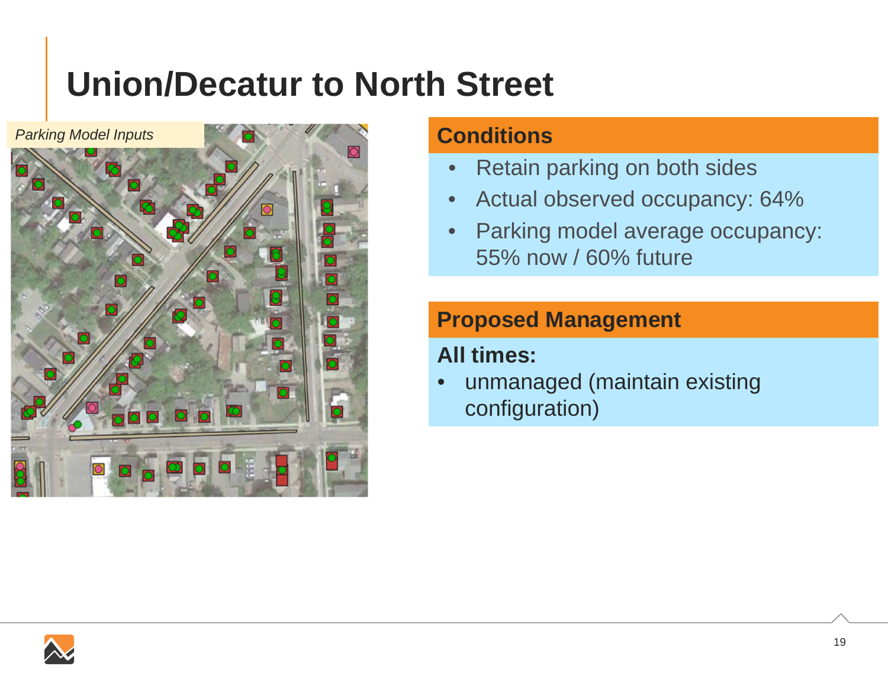# Union/Decatur to North Street

*Parking Model Inputs*

## Conditions

- Retain parking on both sides
- Actual observed occupancy: 64%
- Parking model average occupancy: 55% now / 60% future

## Proposed Management

**All times:**

- unmanaged (maintain existing configuration)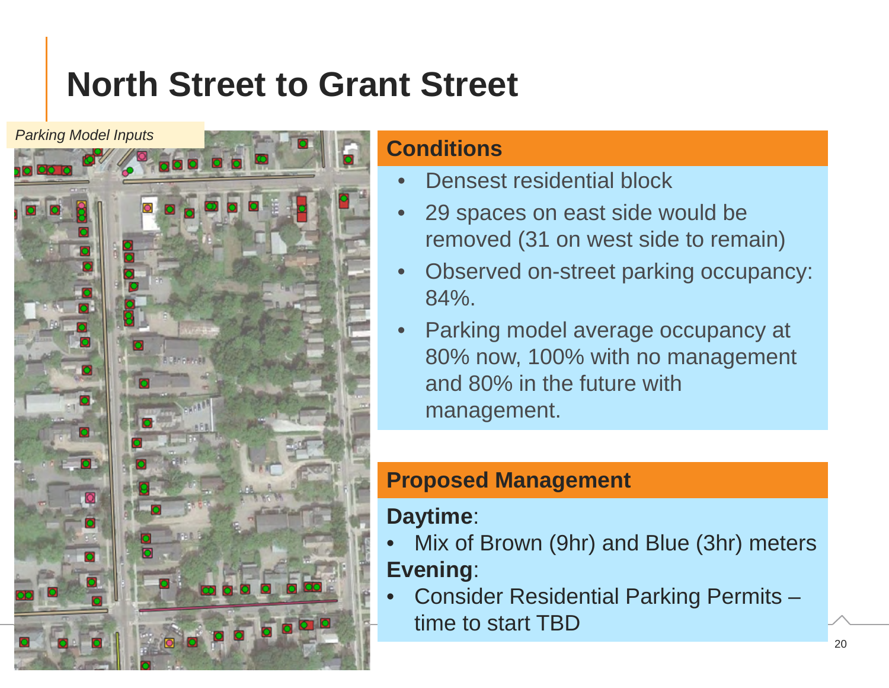# North Street to Grant Street

*Parking Model Inputs*

## Conditions

- Densest residential block
- 29 spaces on east side would be removed (31 on west side to remain)
- Observed on-street parking occupancy: 84%.
- Parking model average occupancy at 80% now, 100% with no management and 80% in the future with management.

## Proposed Management

**Daytime**:

- Mix of Brown (9hr) and Blue (3hr) meters

**Evening**:

- Consider Residential Parking Permits – time to start TBD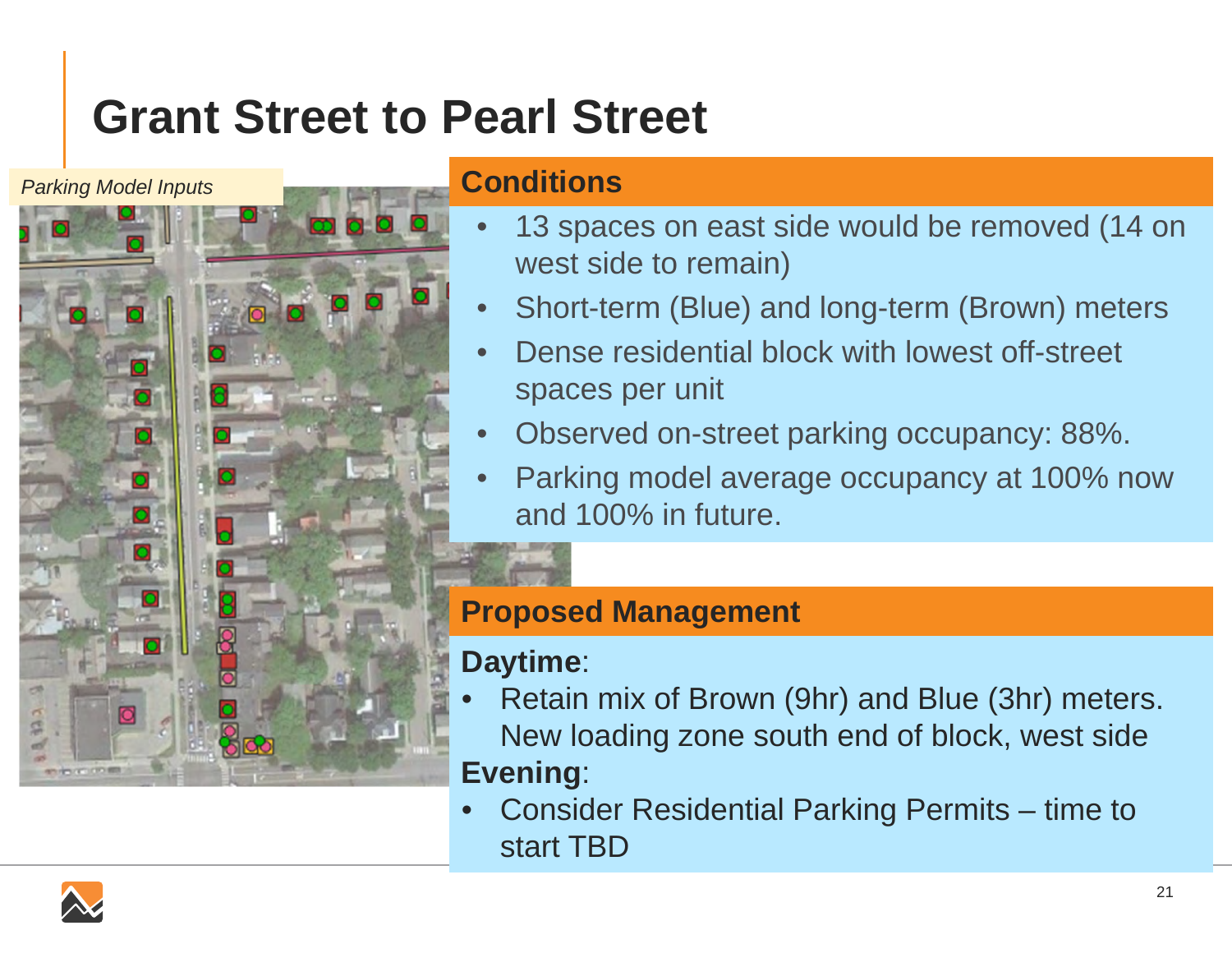# Grant Street to Pearl Street

*Parking Model Inputs*

## Conditions

- 13 spaces on east side would be removed (14 on west side to remain)
- Short-term (Blue) and long-term (Brown) meters
- Dense residential block with lowest off-street spaces per unit
- Observed on-street parking occupancy: 88%.
- Parking model average occupancy at 100% now and 100% in future.

## Proposed Management

**Daytime**:

- Retain mix of Brown (9hr) and Blue (3hr) meters. New loading zone south end of block, west side

**Evening**:

- Consider Residential Parking Permits – time to start TBD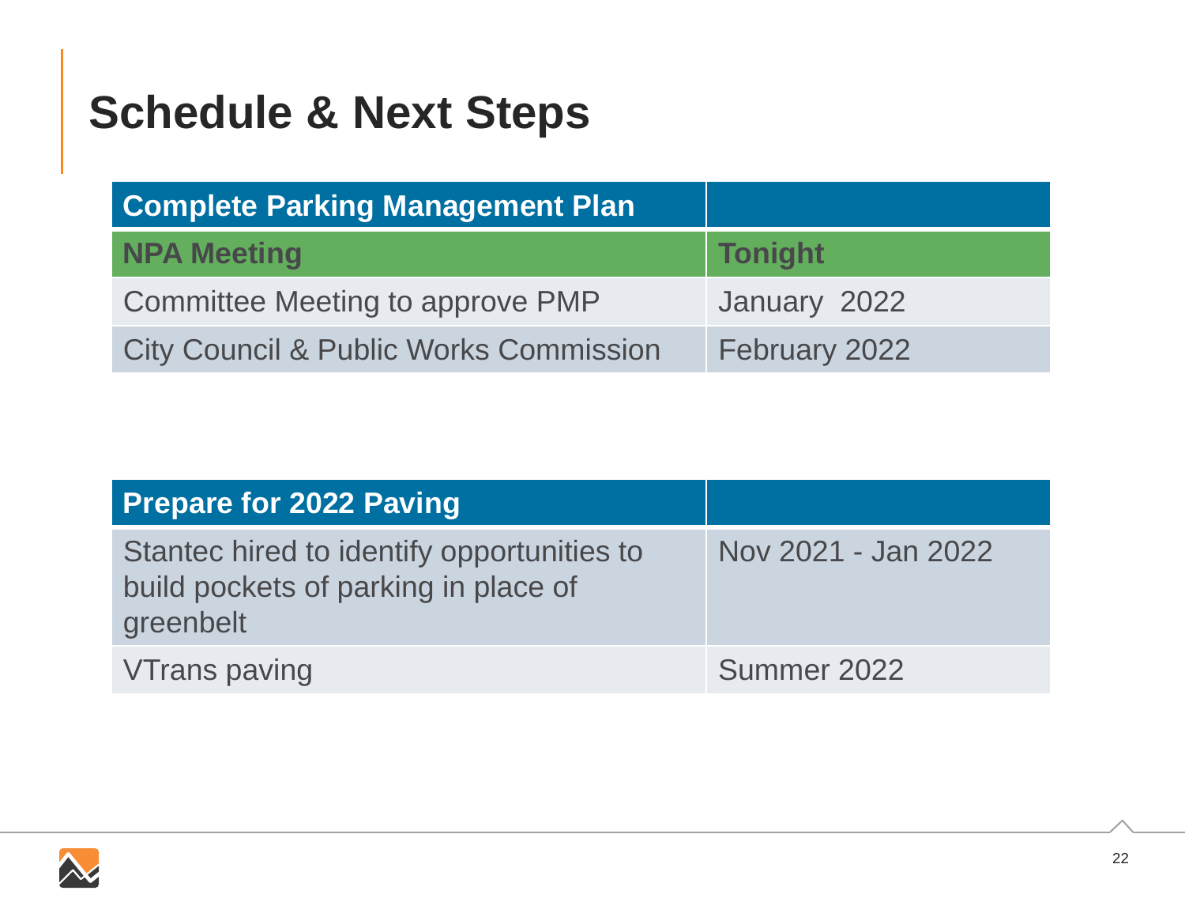# Schedule & Next Steps

| Complete Parking Management Plan | |
|---|---|
| **NPA Meeting** | **Tonight** |
| Committee Meeting to approve PMP | January 2022 |
| City Council & Public Works Commission | February 2022 |

| Prepare for 2022 Paving | |
|---|---|
| Stantec hired to identify opportunities to build pockets of parking in place of greenbelt | Nov 2021 - Jan 2022 |
| VTrans paving | Summer 2022 |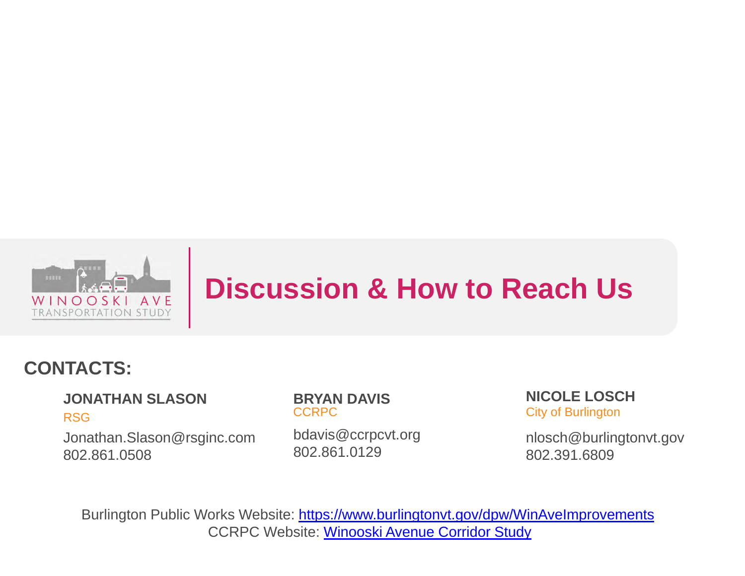WINOOSKI AVE
TRANSPORTATION STUDY

# Discussion & How to Reach Us

## CONTACTS:

**JONATHAN SLASON**
RSG
Jonathan.Slason@rsginc.com
802.861.0508

**BRYAN DAVIS**
CCRPC
bdavis@ccrpcvt.org
802.861.0129

**NICOLE LOSCH**
City of Burlington
nlosch@burlingtonvt.gov
802.391.6809

Burlington Public Works Website: https://www.burlingtonvt.gov/dpw/WinAveImprovements
CCRPC Website: Winooski Avenue Corridor Study